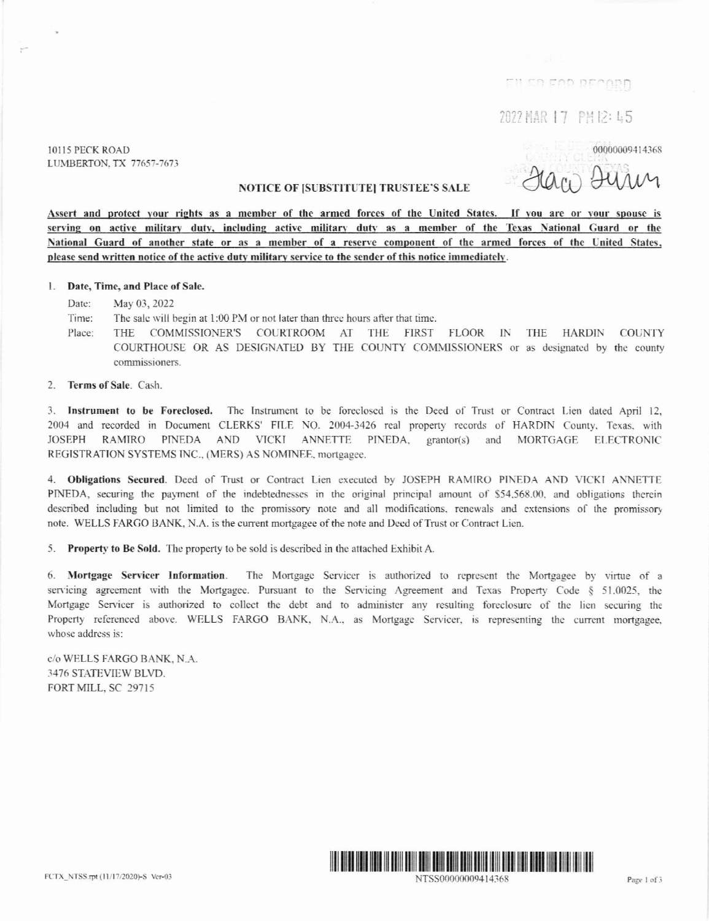FILED FOR RECORD

2022 MAR 17 PM 12:45

10115 PECK ROAD
LUMBERTON, TX 77657-7673

00000009414368

## NOTICE OF [SUBSTITUTE] TRUSTEE'S SALE

**Assert and protect your rights as a member of the armed forces of the United States. If you are or your spouse is serving on active military duty, including active military duty as a member of the Texas National Guard or the National Guard of another state or as a member of a reserve component of the armed forces of the United States, please send written notice of the active duty military service to the sender of this notice immediately.**

1. **Date, Time, and Place of Sale.**

   Date: May 03, 2022

   Time: The sale will begin at 1:00 PM or not later than three hours after that time.

   Place: THE COMMISSIONER'S COURTROOM AT THE FIRST FLOOR IN THE HARDIN COUNTY COURTHOUSE OR AS DESIGNATED BY THE COUNTY COMMISSIONERS or as designated by the county commissioners.

2. **Terms of Sale**. Cash.

3. **Instrument to be Foreclosed.** The Instrument to be foreclosed is the Deed of Trust or Contract Lien dated April 12, 2004 and recorded in Document CLERKS' FILE NO. 2004-3426 real property records of HARDIN County, Texas, with JOSEPH RAMIRO PINEDA AND VICKI ANNETTE PINEDA, grantor(s) and MORTGAGE ELECTRONIC REGISTRATION SYSTEMS INC., (MERS) AS NOMINEE, mortgagee.

4. **Obligations Secured.** Deed of Trust or Contract Lien executed by JOSEPH RAMIRO PINEDA AND VICKI ANNETTE PINEDA, securing the payment of the indebtednesses in the original principal amount of $54,568.00, and obligations therein described including but not limited to the promissory note and all modifications, renewals and extensions of the promissory note. WELLS FARGO BANK, N.A. is the current mortgagee of the note and Deed of Trust or Contract Lien.

5. **Property to Be Sold.** The property to be sold is described in the attached Exhibit A.

6. **Mortgage Servicer Information.** The Mortgage Servicer is authorized to represent the Mortgagee by virtue of a servicing agreement with the Mortgagee. Pursuant to the Servicing Agreement and Texas Property Code § 51.0025, the Mortgage Servicer is authorized to collect the debt and to administer any resulting foreclosure of the lien securing the Property referenced above. WELLS FARGO BANK, N.A., as Mortgage Servicer, is representing the current mortgagee, whose address is:

c/o WELLS FARGO BANK, N.A.
3476 STATEVIEW BLVD.
FORT MILL, SC 29715

FCTX_NTSS.rpt (11/17/2020)-S Ver-03

NTSS00000009414368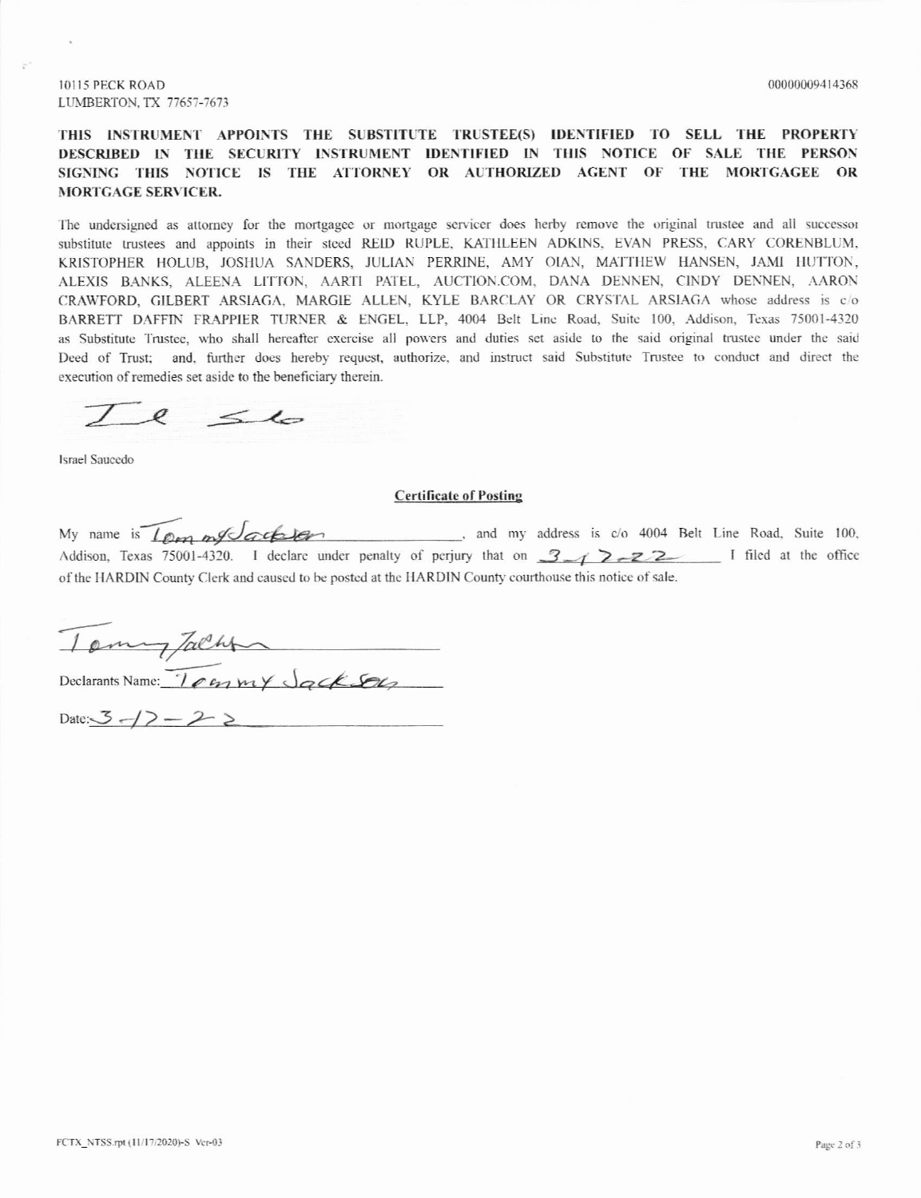10115 PECK ROAD
LUMBERTON, TX 77657-7673

00000009414368

**THIS INSTRUMENT APPOINTS THE SUBSTITUTE TRUSTEE(S) IDENTIFIED TO SELL THE PROPERTY DESCRIBED IN THE SECURITY INSTRUMENT IDENTIFIED IN THIS NOTICE OF SALE THE PERSON SIGNING THIS NOTICE IS THE ATTORNEY OR AUTHORIZED AGENT OF THE MORTGAGEE OR MORTGAGE SERVICER.**

The undersigned as attorney for the mortgagee or mortgage servicer does herby remove the original trustee and all successor substitute trustees and appoints in their steed REID RUPLE, KATHLEEN ADKINS, EVAN PRESS, CARY CORENBLUM, KRISTOPHER HOLUB, JOSHUA SANDERS, JULIAN PERRINE, AMY OIAN, MATTHEW HANSEN, JAMI HUTTON, ALEXIS BANKS, ALEENA LITTON, AARTI PATEL, AUCTION.COM, DANA DENNEN, CINDY DENNEN, AARON CRAWFORD, GILBERT ARSIAGA, MARGIE ALLEN, KYLE BARCLAY OR CRYSTAL ARSIAGA whose address is c/o BARRETT DAFFIN FRAPPIER TURNER & ENGEL, LLP, 4004 Belt Line Road, Suite 100, Addison, Texas 75001-4320 as Substitute Trustee, who shall hereafter exercise all powers and duties set aside to the said original trustee under the said Deed of Trust; and, further does hereby request, authorize, and instruct said Substitute Trustee to conduct and direct the execution of remedies set aside to the beneficiary therein.

Israel Saucedo

## Certificate of Posting

My name is Tommy Jackson, and my address is c/o 4004 Belt Line Road, Suite 100, Addison, Texas 75001-4320. I declare under penalty of perjury that on 3-17-22 I filed at the office of the HARDIN County Clerk and caused to be posted at the HARDIN County courthouse this notice of sale.

Declarants Name: Tommy Jackson

Date: 3-17-22

FCTX_NTSS.rpt (11/17/2020)-S Ver-03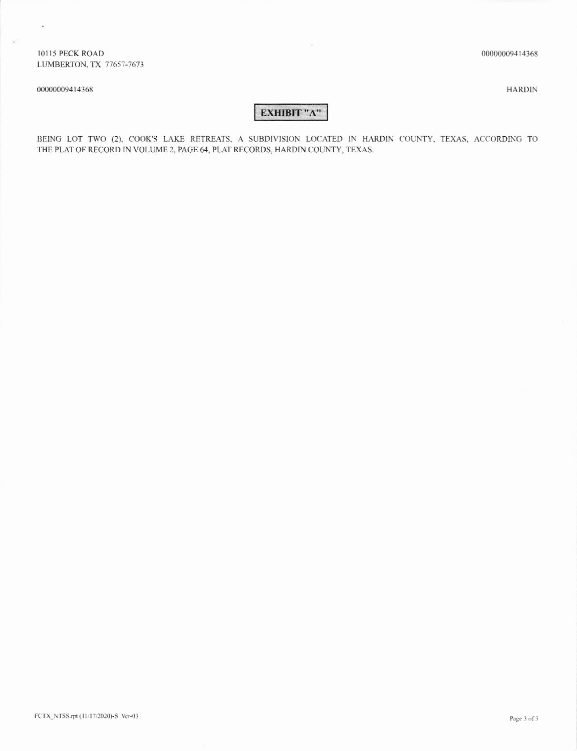10115 PECK ROAD
LUMBERTON, TX 77657-7673

00000009414368

00000009414368

HARDIN

## EXHIBIT "A"

BEING LOT TWO (2), COOK'S LAKE RETREATS, A SUBDIVISION LOCATED IN HARDIN COUNTY, TEXAS, ACCORDING TO THE PLAT OF RECORD IN VOLUME 2, PAGE 64, PLAT RECORDS, HARDIN COUNTY, TEXAS.

FCTX_NTSS.rpt (11/17/2020)-S Ver-03